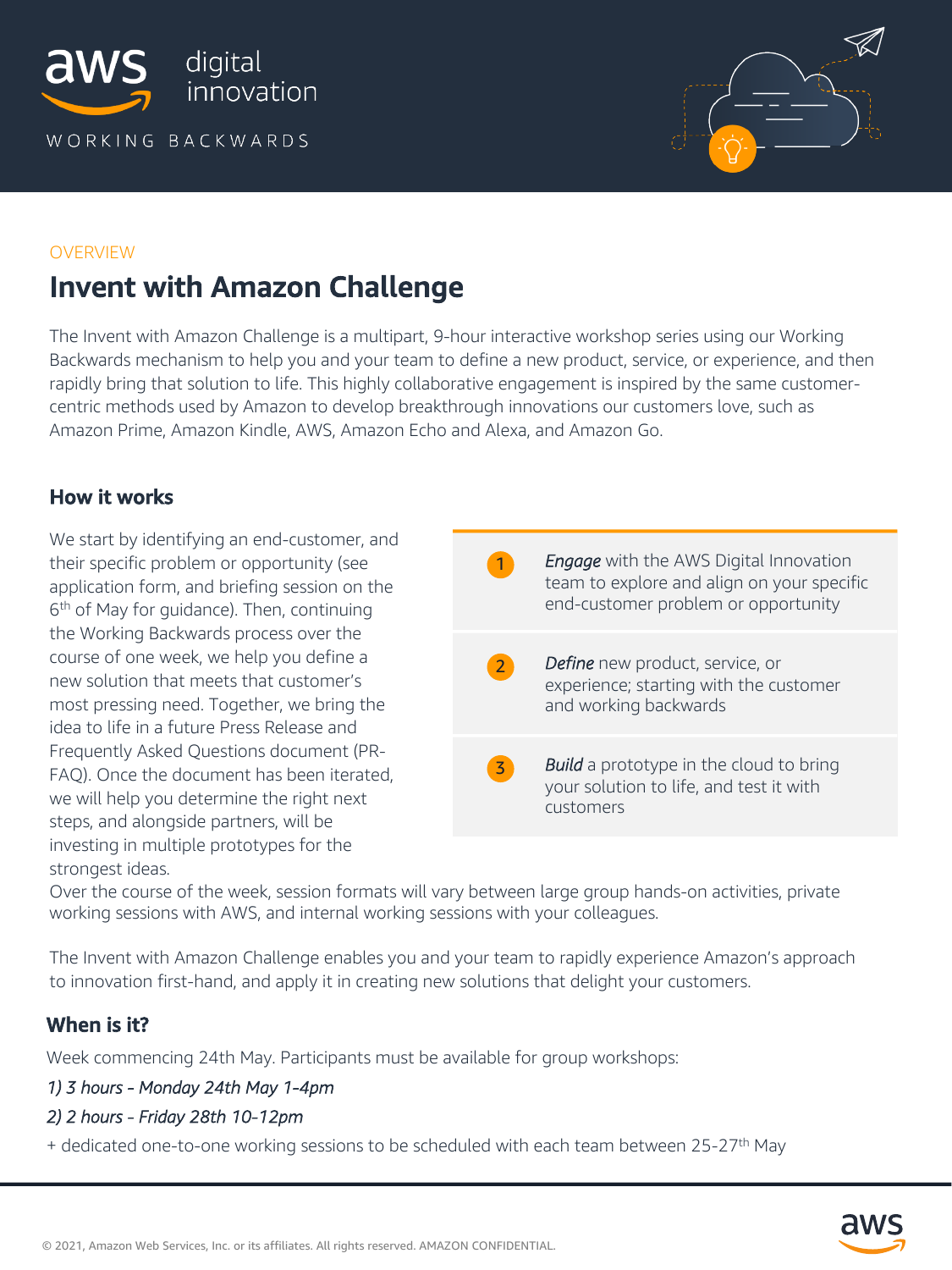aws digital innovation

WORKING BACKWARDS

OVERVIEW

# Invent with Amazon Challenge

The Invent with Amazon Challenge is a multipart, 9-hour interactive workshop series using our Working Backwards mechanism to help you and your team to define a new product, service, or experience, and then rapidly bring that solution to life. This highly collaborative engagement is inspired by the same customer-centric methods used by Amazon to develop breakthrough innovations our customers love, such as Amazon Prime, Amazon Kindle, AWS, Amazon Echo and Alexa, and Amazon Go.

## How it works

We start by identifying an end-customer, and their specific problem or opportunity (see application form, and briefing session on the 6th of May for guidance). Then, continuing the Working Backwards process over the course of one week, we help you define a new solution that meets that customer's most pressing need. Together, we bring the idea to life in a future Press Release and Frequently Asked Questions document (PR-FAQ). Once the document has been iterated, we will help you determine the right next steps, and alongside partners, will be investing in multiple prototypes for the strongest ideas.

1. *Engage* with the AWS Digital Innovation team to explore and align on your specific end-customer problem or opportunity
2. *Define* new product, service, or experience; starting with the customer and working backwards
3. *Build* a prototype in the cloud to bring your solution to life, and test it with customers

Over the course of the week, session formats will vary between large group hands-on activities, private working sessions with AWS, and internal working sessions with your colleagues.

The Invent with Amazon Challenge enables you and your team to rapidly experience Amazon's approach to innovation first-hand, and apply it in creating new solutions that delight your customers.

## When is it?

Week commencing 24th May. Participants must be available for group workshops:

*1) 3 hours - Monday 24th May 1-4pm*

*2) 2 hours - Friday 28th 10-12pm*

+ dedicated one-to-one working sessions to be scheduled with each team between 25-27th May

© 2021, Amazon Web Services, Inc. or its affiliates. All rights reserved. AMAZON CONFIDENTIAL.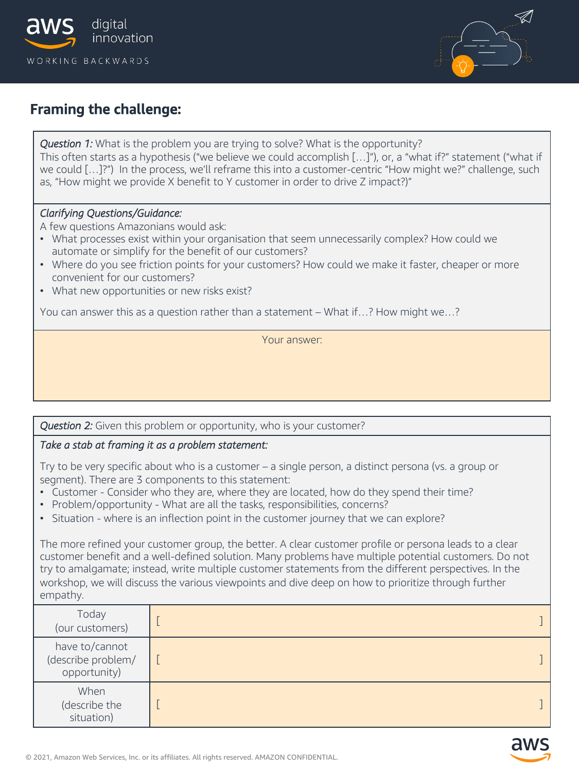## Framing the challenge:

*Question 1:* What is the problem you are trying to solve? What is the opportunity?
This often starts as a hypothesis ("we believe we could accomplish […]"), or, a "what if?" statement ("what if we could […]?") In the process, we'll reframe this into a customer-centric "How might we?" challenge, such as, "How might we provide X benefit to Y customer in order to drive Z impact?)"

*Clarifying Questions/Guidance:*
A few questions Amazonians would ask:

- What processes exist within your organisation that seem unnecessarily complex? How could we automate or simplify for the benefit of our customers?
- Where do you see friction points for your customers? How could we make it faster, cheaper or more convenient for our customers?
- What new opportunities or new risks exist?

You can answer this as a question rather than a statement – What if…? How might we…?

Your answer:

*Question 2:* Given this problem or opportunity, who is your customer?

*Take a stab at framing it as a problem statement:*

Try to be very specific about who is a customer – a single person, a distinct persona (vs. a group or segment). There are 3 components to this statement:

- Customer - Consider who they are, where they are located, how do they spend their time?
- Problem/opportunity - What are all the tasks, responsibilities, concerns?
- Situation - where is an inflection point in the customer journey that we can explore?

The more refined your customer group, the better. A clear customer profile or persona leads to a clear customer benefit and a well-defined solution. Many problems have multiple potential customers. Do not try to amalgamate; instead, write multiple customer statements from the different perspectives. In the workshop, we will discuss the various viewpoints and dive deep on how to prioritize through further empathy.

| | |
|---|---|
| Today (our customers) | [ ] |
| have to/cannot (describe problem/ opportunity) | [ ] |
| When (describe the situation) | [ ] |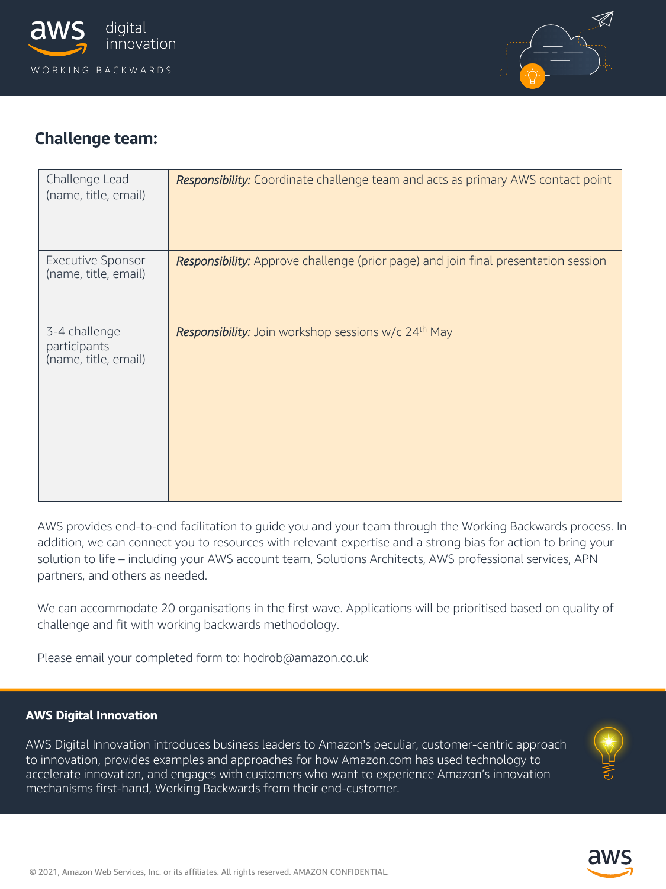## Challenge team:

| | |
|---|---|
| Challenge Lead (name, title, email) | *Responsibility:* Coordinate challenge team and acts as primary AWS contact point |
| Executive Sponsor (name, title, email) | *Responsibility:* Approve challenge (prior page) and join final presentation session |
| 3-4 challenge participants (name, title, email) | *Responsibility:* Join workshop sessions w/c 24th May |

AWS provides end-to-end facilitation to guide you and your team through the Working Backwards process. In addition, we can connect you to resources with relevant expertise and a strong bias for action to bring your solution to life – including your AWS account team, Solutions Architects, AWS professional services, APN partners, and others as needed.

We can accommodate 20 organisations in the first wave. Applications will be prioritised based on quality of challenge and fit with working backwards methodology.

Please email your completed form to: hodrob@amazon.co.uk

**AWS Digital Innovation**

AWS Digital Innovation introduces business leaders to Amazon's peculiar, customer-centric approach to innovation, provides examples and approaches for how Amazon.com has used technology to accelerate innovation, and engages with customers who want to experience Amazon's innovation mechanisms first-hand, Working Backwards from their end-customer.

© 2021, Amazon Web Services, Inc. or its affiliates. All rights reserved. AMAZON CONFIDENTIAL.